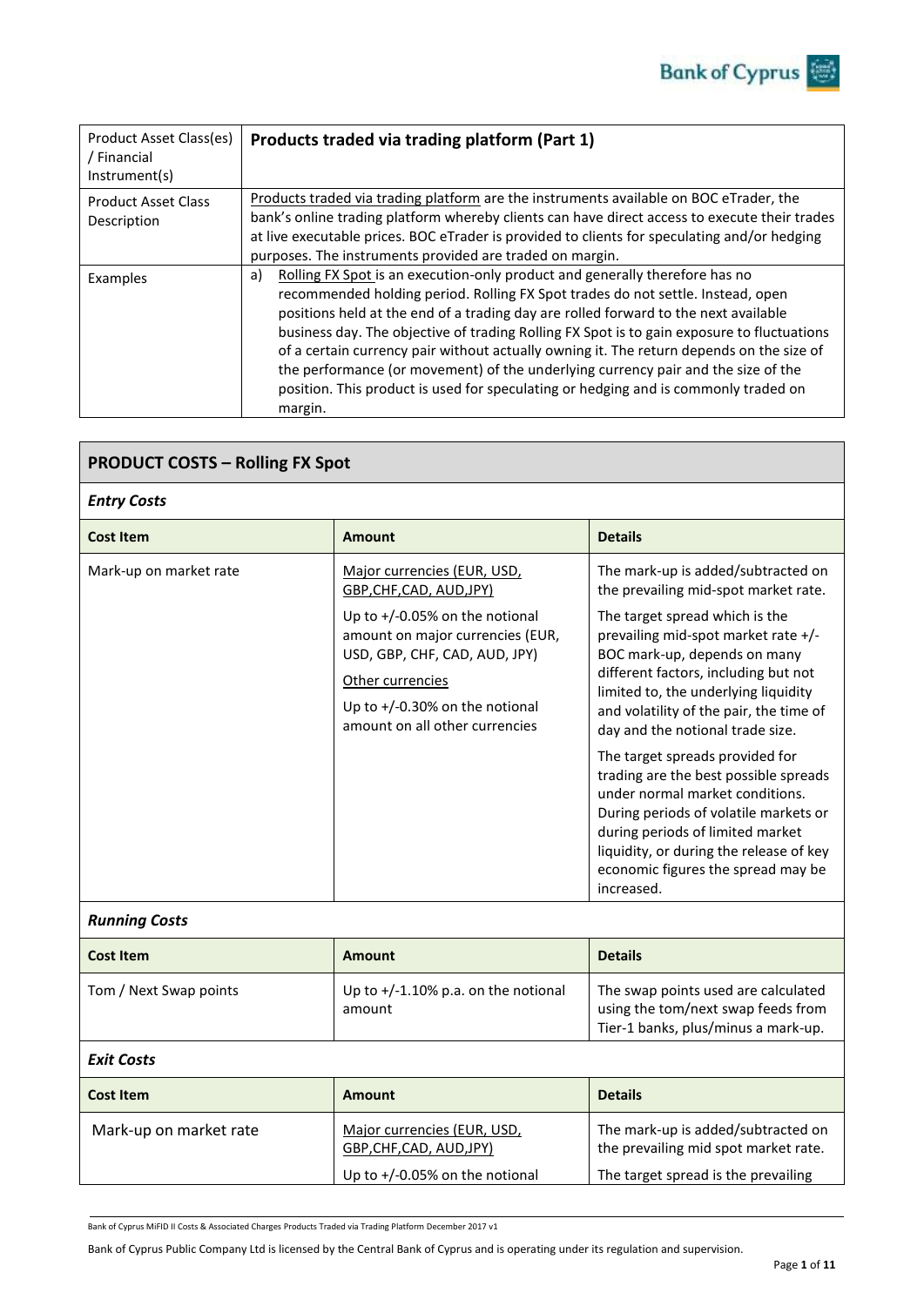| Product Asset Class(es) / Financial Instrument(s) | **Products traded via trading platform (Part 1)** |
|---|---|
| Product Asset Class Description | Products traded via trading platform are the instruments available on BOC eTrader, the bank's online trading platform whereby clients can have direct access to execute their trades at live executable prices. BOC eTrader is provided to clients for speculating and/or hedging purposes. The instruments provided are traded on margin. |
| Examples | a) Rolling FX Spot is an execution-only product and generally therefore has no recommended holding period. Rolling FX Spot trades do not settle. Instead, open positions held at the end of a trading day are rolled forward to the next available business day. The objective of trading Rolling FX Spot is to gain exposure to fluctuations of a certain currency pair without actually owning it. The return depends on the size of the performance (or movement) of the underlying currency pair and the size of the position. This product is used for speculating or hedging and is commonly traded on margin. |

## PRODUCT COSTS – Rolling FX Spot

***Entry Costs***

| Cost Item | Amount | Details |
|---|---|---|
| Mark-up on market rate | Major currencies (EUR, USD, GBP,CHF,CAD, AUD,JPY)<br><br>Up to +/-0.05% on the notional amount on major currencies (EUR, USD, GBP, CHF, CAD, AUD, JPY)<br><br>Other currencies<br><br>Up to +/-0.30% on the notional amount on all other currencies | The mark-up is added/subtracted on the prevailing mid-spot market rate.<br><br>The target spread which is the prevailing mid-spot market rate +/- BOC mark-up, depends on many different factors, including but not limited to, the underlying liquidity and volatility of the pair, the time of day and the notional trade size.<br><br>The target spreads provided for trading are the best possible spreads under normal market conditions. During periods of volatile markets or during periods of limited market liquidity, or during the release of key economic figures the spread may be increased. |

***Running Costs***

| Cost Item | Amount | Details |
|---|---|---|
| Tom / Next Swap points | Up to +/-1.10% p.a. on the notional amount | The swap points used are calculated using the tom/next swap feeds from Tier-1 banks, plus/minus a mark-up. |

***Exit Costs***

| Cost Item | Amount | Details |
|---|---|---|
| Mark-up on market rate | Major currencies (EUR, USD, GBP,CHF,CAD, AUD,JPY)<br><br>Up to +/-0.05% on the notional | The mark-up is added/subtracted on the prevailing mid spot market rate.<br><br>The target spread is the prevailing |

Bank of Cyprus MiFID II Costs & Associated Charges Products Traded via Trading Platform December 2017 v1

Bank of Cyprus Public Company Ltd is licensed by the Central Bank of Cyprus and is operating under its regulation and supervision.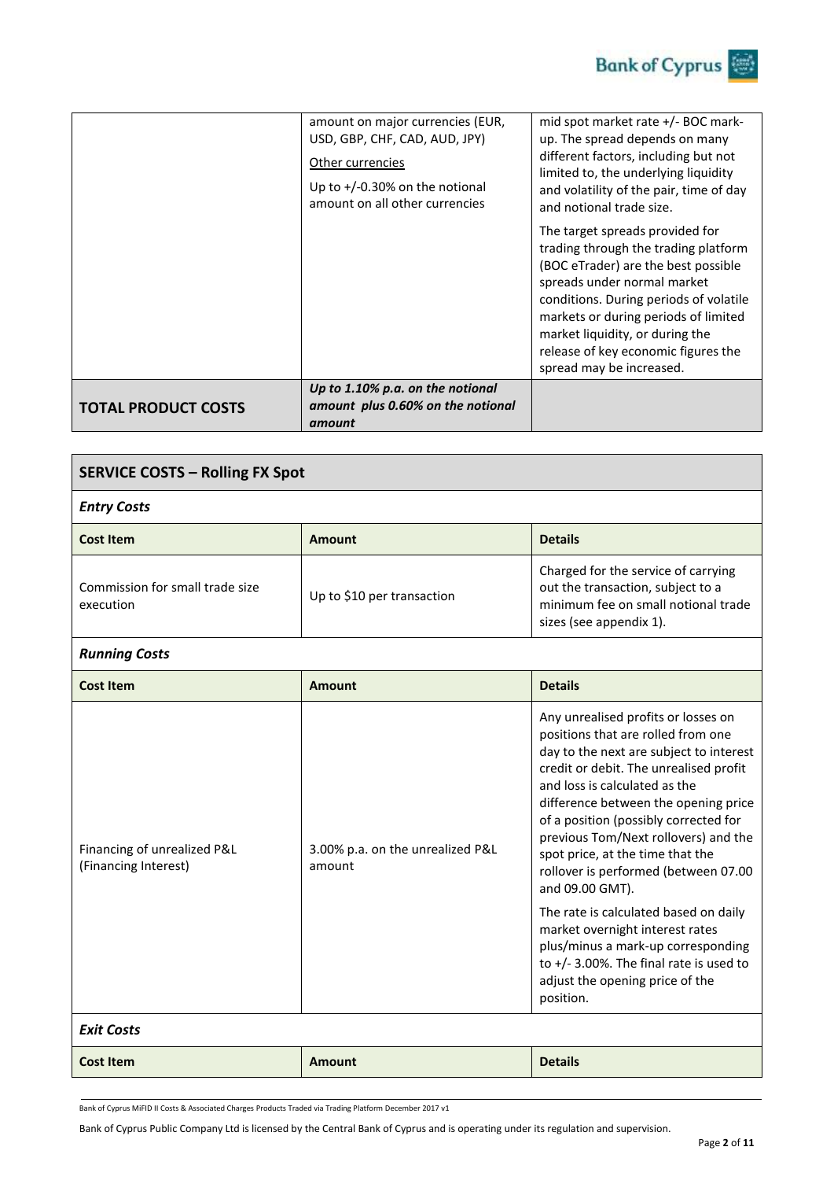| | | |
|---|---|---|
| | amount on major currencies (EUR, USD, GBP, CHF, CAD, AUD, JPY)<br><br><u>Other currencies</u><br><br>Up to +/-0.30% on the notional amount on all other currencies | mid spot market rate +/- BOC mark-up. The spread depends on many different factors, including but not limited to, the underlying liquidity and volatility of the pair, time of day and notional trade size.<br><br>The target spreads provided for trading through the trading platform (BOC eTrader) are the best possible spreads under normal market conditions. During periods of volatile markets or during periods of limited market liquidity, or during the release of key economic figures the spread may be increased. |
| **TOTAL PRODUCT COSTS** | ***Up to 1.10% p.a. on the notional amount plus 0.60% on the notional amount*** | |

## SERVICE COSTS – Rolling FX Spot

### *Entry Costs*

| Cost Item | Amount | Details |
|---|---|---|
| Commission for small trade size execution | Up to $10 per transaction | Charged for the service of carrying out the transaction, subject to a minimum fee on small notional trade sizes (see appendix 1). |

### *Running Costs*

| Cost Item | Amount | Details |
|---|---|---|
| Financing of unrealized P&L (Financing Interest) | 3.00% p.a. on the unrealized P&L amount | Any unrealised profits or losses on positions that are rolled from one day to the next are subject to interest credit or debit. The unrealised profit and loss is calculated as the difference between the opening price of a position (possibly corrected for previous Tom/Next rollovers) and the spot price, at the time that the rollover is performed (between 07.00 and 09.00 GMT).<br><br>The rate is calculated based on daily market overnight interest rates plus/minus a mark-up corresponding to +/- 3.00%. The final rate is used to adjust the opening price of the position. |

### *Exit Costs*

| Cost Item | Amount | Details |
|---|---|---|

Bank of Cyprus MiFID II Costs & Associated Charges Products Traded via Trading Platform December 2017 v1

Bank of Cyprus Public Company Ltd is licensed by the Central Bank of Cyprus and is operating under its regulation and supervision.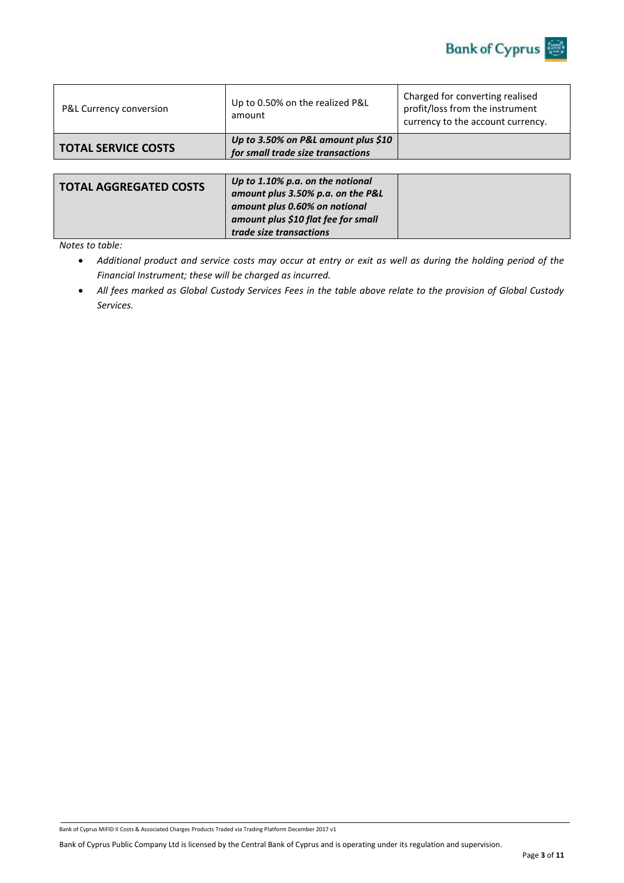| | | |
|---|---|---|
| P&L Currency conversion | Up to 0.50% on the realized P&L amount | Charged for converting realised profit/loss from the instrument currency to the account currency. |
| **TOTAL SERVICE COSTS** | ***Up to 3.50% on P&L amount plus $10 for small trade size transactions*** | |

| | | |
|---|---|---|
| **TOTAL AGGREGATED COSTS** | ***Up to 1.10% p.a. on the notional amount plus 3.50% p.a. on the P&L amount plus 0.60% on notional amount plus $10 flat fee for small trade size transactions*** | |

*Notes to table:*

- *Additional product and service costs may occur at entry or exit as well as during the holding period of the Financial Instrument; these will be charged as incurred.*
- *All fees marked as Global Custody Services Fees in the table above relate to the provision of Global Custody Services.*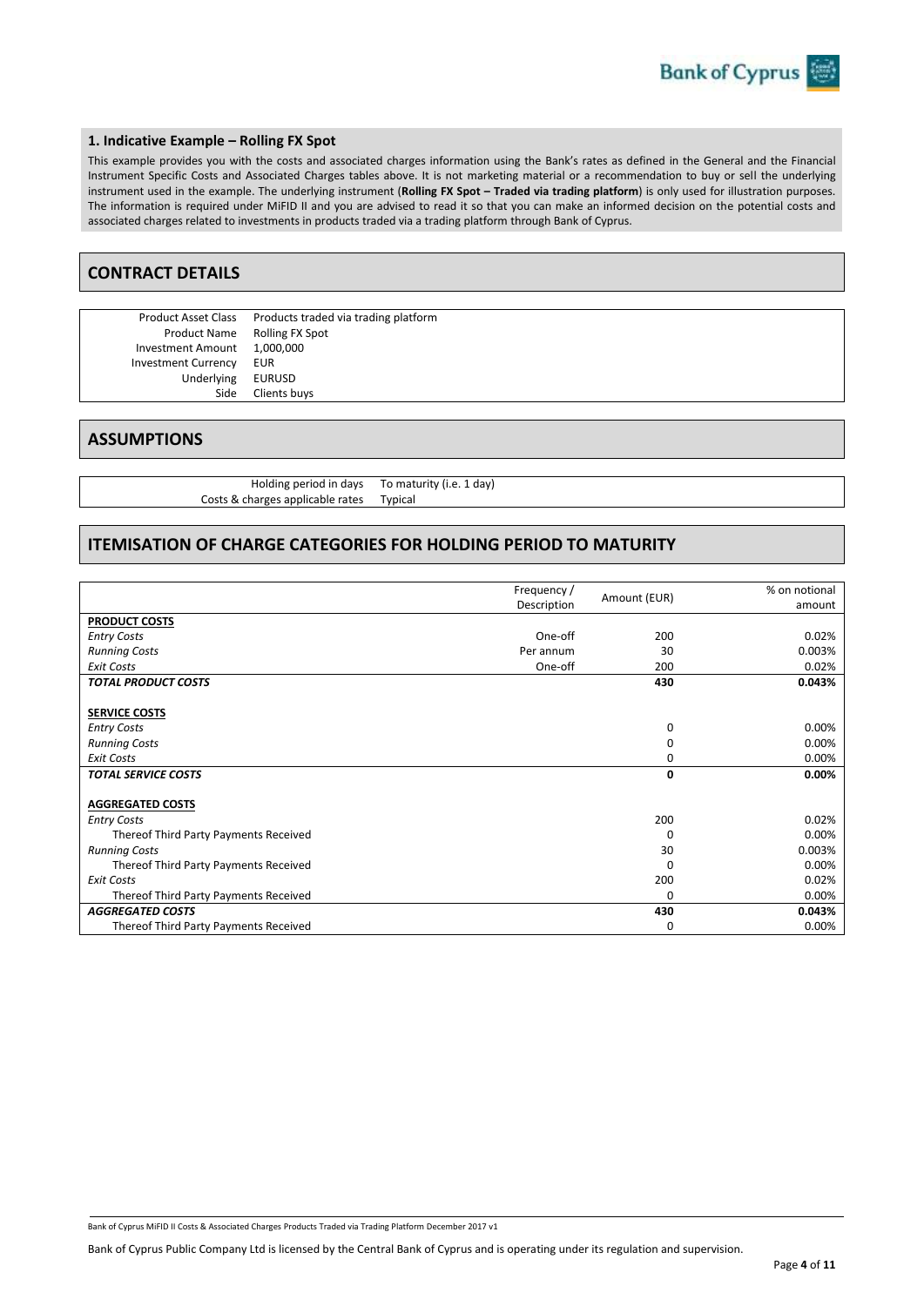### 1. Indicative Example – Rolling FX Spot

This example provides you with the costs and associated charges information using the Bank's rates as defined in the General and the Financial Instrument Specific Costs and Associated Charges tables above. It is not marketing material or a recommendation to buy or sell the underlying instrument used in the example. The underlying instrument (**Rolling FX Spot – Traded via trading platform**) is only used for illustration purposes. The information is required under MiFID II and you are advised to read it so that you can make an informed decision on the potential costs and associated charges related to investments in products traded via a trading platform through Bank of Cyprus.

## CONTRACT DETAILS

| | |
|---|---|
| Product Asset Class | Products traded via trading platform |
| Product Name | Rolling FX Spot |
| Investment Amount | 1,000,000 |
| Investment Currency | EUR |
| Underlying | EURUSD |
| Side | Clients buys |

## ASSUMPTIONS

| | |
|---|---|
| Holding period in days | To maturity (i.e. 1 day) |
| Costs & charges applicable rates | Typical |

## ITEMISATION OF CHARGE CATEGORIES FOR HOLDING PERIOD TO MATURITY

| | Frequency / Description | Amount (EUR) | % on notional amount |
|---|---|---|---|
| **PRODUCT COSTS** | | | |
| *Entry Costs* | One-off | 200 | 0.02% |
| *Running Costs* | Per annum | 30 | 0.003% |
| *Exit Costs* | One-off | 200 | 0.02% |
| ***TOTAL PRODUCT COSTS*** | | **430** | **0.043%** |
| **SERVICE COSTS** | | | |
| *Entry Costs* | | 0 | 0.00% |
| *Running Costs* | | 0 | 0.00% |
| *Exit Costs* | | 0 | 0.00% |
| ***TOTAL SERVICE COSTS*** | | **0** | **0.00%** |
| **AGGREGATED COSTS** | | | |
| *Entry Costs* | | 200 | 0.02% |
| Thereof Third Party Payments Received | | 0 | 0.00% |
| *Running Costs* | | 30 | 0.003% |
| Thereof Third Party Payments Received | | 0 | 0.00% |
| *Exit Costs* | | 200 | 0.02% |
| Thereof Third Party Payments Received | | 0 | 0.00% |
| ***AGGREGATED COSTS*** | | **430** | **0.043%** |
| Thereof Third Party Payments Received | | 0 | 0.00% |

Bank of Cyprus MiFID II Costs & Associated Charges Products Traded via Trading Platform December 2017 v1

Bank of Cyprus Public Company Ltd is licensed by the Central Bank of Cyprus and is operating under its regulation and supervision.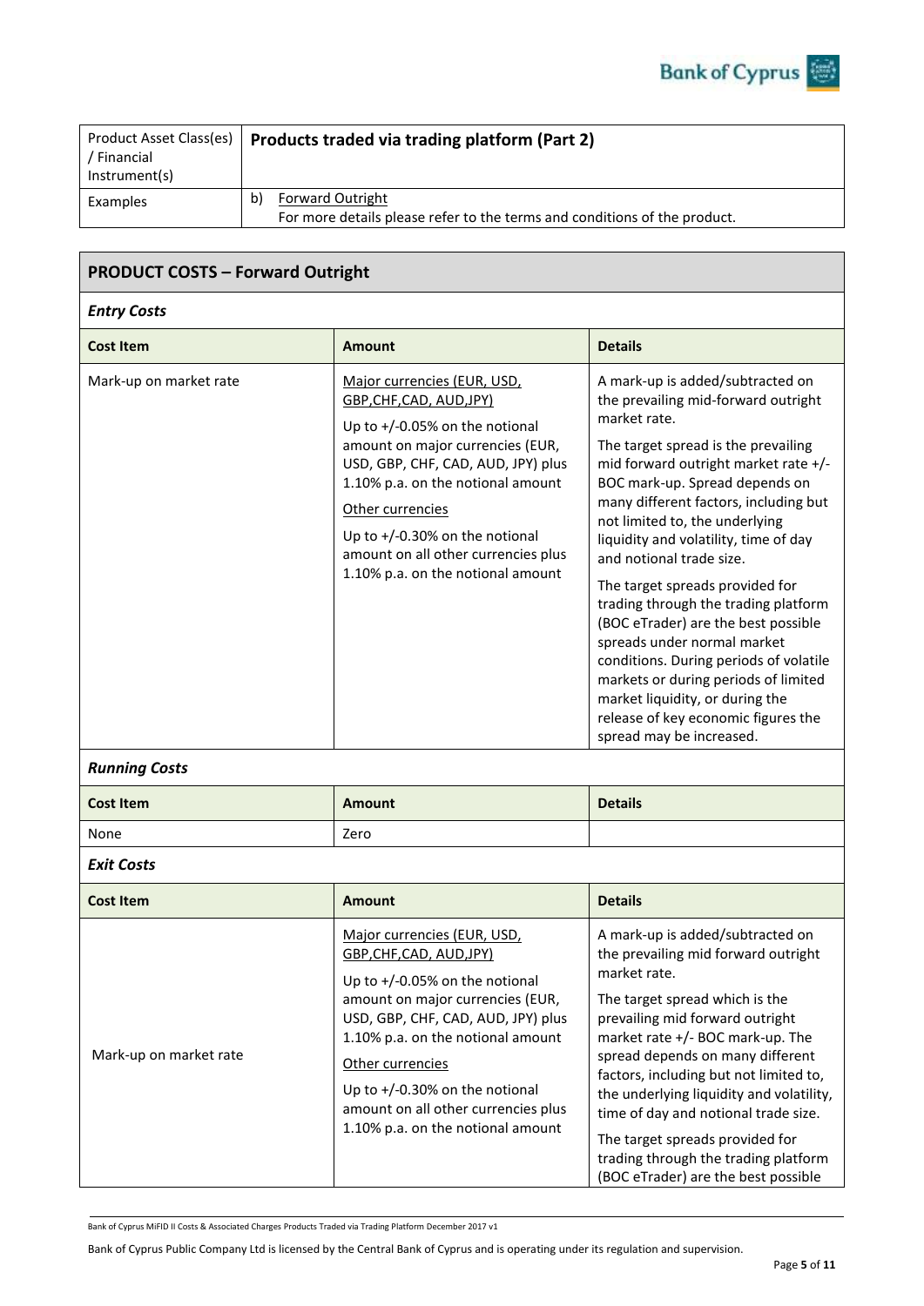| Product Asset Class(es) / Financial Instrument(s) | **Products traded via trading platform (Part 2)** |
|---|---|
| Examples | b) Forward Outright<br>For more details please refer to the terms and conditions of the product. |

## PRODUCT COSTS – Forward Outright

### *Entry Costs*

| Cost Item | Amount | Details |
|---|---|---|
| Mark-up on market rate | Major currencies (EUR, USD, GBP,CHF,CAD, AUD,JPY)<br><br>Up to +/-0.05% on the notional amount on major currencies (EUR, USD, GBP, CHF, CAD, AUD, JPY) plus 1.10% p.a. on the notional amount<br><br>Other currencies<br><br>Up to +/-0.30% on the notional amount on all other currencies plus 1.10% p.a. on the notional amount | A mark-up is added/subtracted on the prevailing mid-forward outright market rate.<br><br>The target spread is the prevailing mid forward outright market rate +/- BOC mark-up. Spread depends on many different factors, including but not limited to, the underlying liquidity and volatility, time of day and notional trade size.<br><br>The target spreads provided for trading through the trading platform (BOC eTrader) are the best possible spreads under normal market conditions. During periods of volatile markets or during periods of limited market liquidity, or during the release of key economic figures the spread may be increased. |

### *Running Costs*

| Cost Item | Amount | Details |
|---|---|---|
| None | Zero | |

### *Exit Costs*

| Cost Item | Amount | Details |
|---|---|---|
| Mark-up on market rate | Major currencies (EUR, USD, GBP,CHF,CAD, AUD,JPY)<br><br>Up to +/-0.05% on the notional amount on major currencies (EUR, USD, GBP, CHF, CAD, AUD, JPY) plus 1.10% p.a. on the notional amount<br><br>Other currencies<br><br>Up to +/-0.30% on the notional amount on all other currencies plus 1.10% p.a. on the notional amount | A mark-up is added/subtracted on the prevailing mid forward outright market rate.<br><br>The target spread which is the prevailing mid forward outright market rate +/- BOC mark-up. The spread depends on many different factors, including but not limited to, the underlying liquidity and volatility, time of day and notional trade size.<br><br>The target spreads provided for trading through the trading platform (BOC eTrader) are the best possible |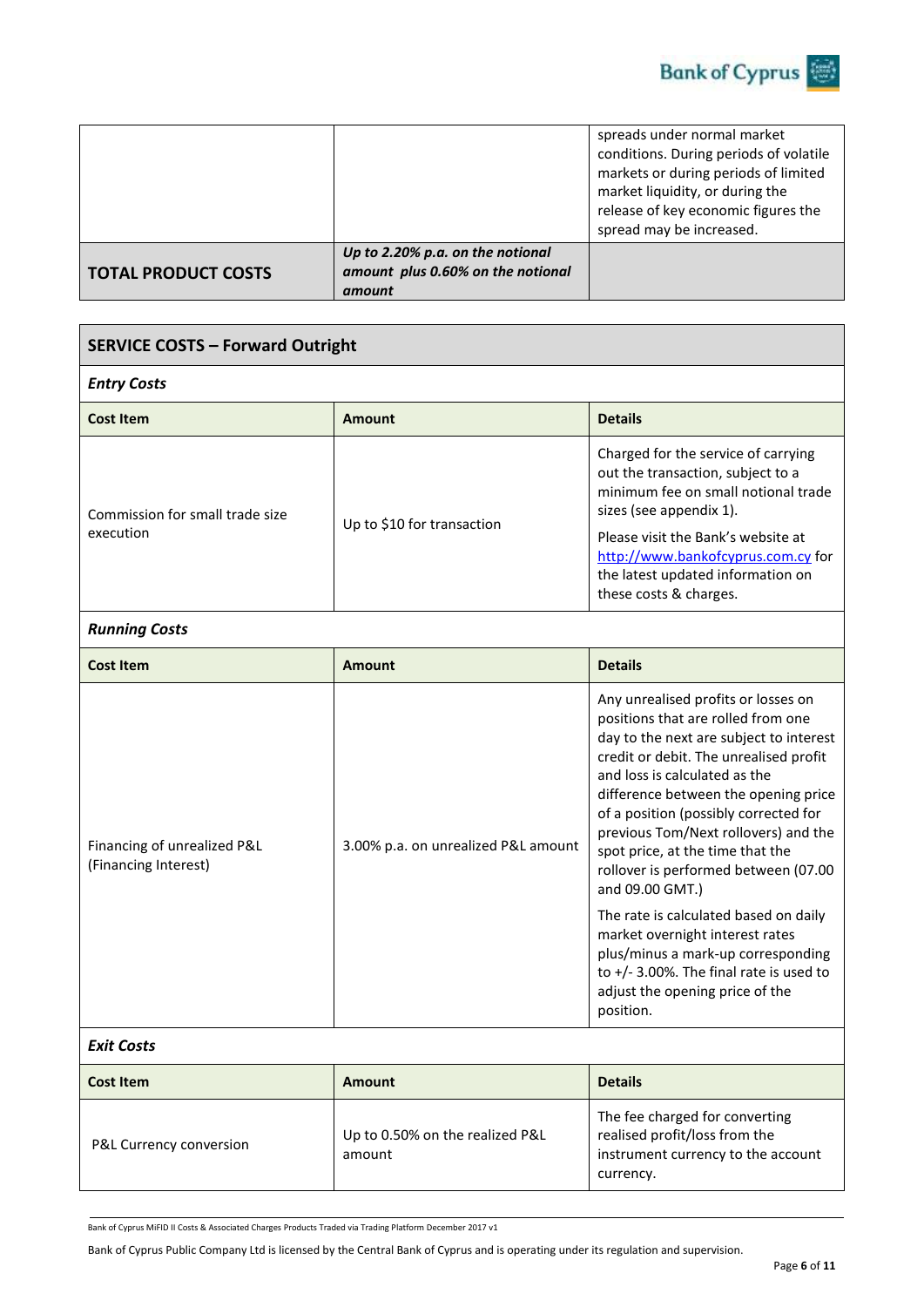| | | spreads under normal market conditions. During periods of volatile markets or during periods of limited market liquidity, or during the release of key economic figures the spread may be increased. |
|---|---|---|
| **TOTAL PRODUCT COSTS** | ***Up to 2.20% p.a. on the notional amount plus 0.60% on the notional amount*** | |

## SERVICE COSTS – Forward Outright

### *Entry Costs*

| Cost Item | Amount | Details |
|---|---|---|
| Commission for small trade size execution | Up to $10 for transaction | Charged for the service of carrying out the transaction, subject to a minimum fee on small notional trade sizes (see appendix 1). Please visit the Bank's website at http://www.bankofcyprus.com.cy for the latest updated information on these costs & charges. |

### *Running Costs*

| Cost Item | Amount | Details |
|---|---|---|
| Financing of unrealized P&L (Financing Interest) | 3.00% p.a. on unrealized P&L amount | Any unrealised profits or losses on positions that are rolled from one day to the next are subject to interest credit or debit. The unrealised profit and loss is calculated as the difference between the opening price of a position (possibly corrected for previous Tom/Next rollovers) and the spot price, at the time that the rollover is performed between (07.00 and 09.00 GMT.) The rate is calculated based on daily market overnight interest rates plus/minus a mark-up corresponding to +/- 3.00%. The final rate is used to adjust the opening price of the position. |

### *Exit Costs*

| Cost Item | Amount | Details |
|---|---|---|
| P&L Currency conversion | Up to 0.50% on the realized P&L amount | The fee charged for converting realised profit/loss from the instrument currency to the account currency. |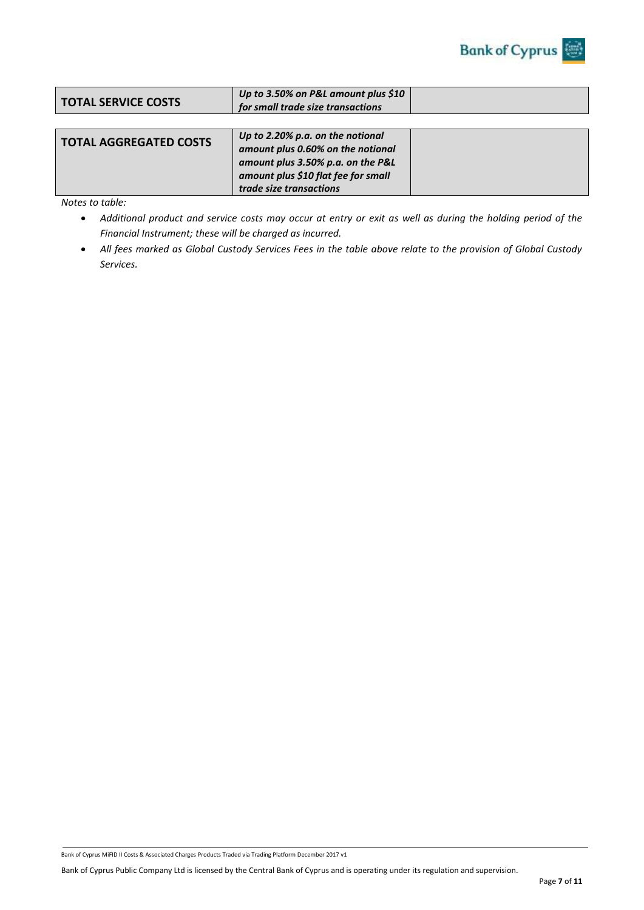| **TOTAL SERVICE COSTS** | ***Up to 3.50% on P&L amount plus $10 for small trade size transactions*** | |
|---|---|---|

| **TOTAL AGGREGATED COSTS** | ***Up to 2.20% p.a. on the notional amount plus 0.60% on the notional amount plus 3.50% p.a. on the P&L amount plus $10 flat fee for small trade size transactions*** | |
|---|---|---|

*Notes to table:*

- *Additional product and service costs may occur at entry or exit as well as during the holding period of the Financial Instrument; these will be charged as incurred.*
- *All fees marked as Global Custody Services Fees in the table above relate to the provision of Global Custody Services.*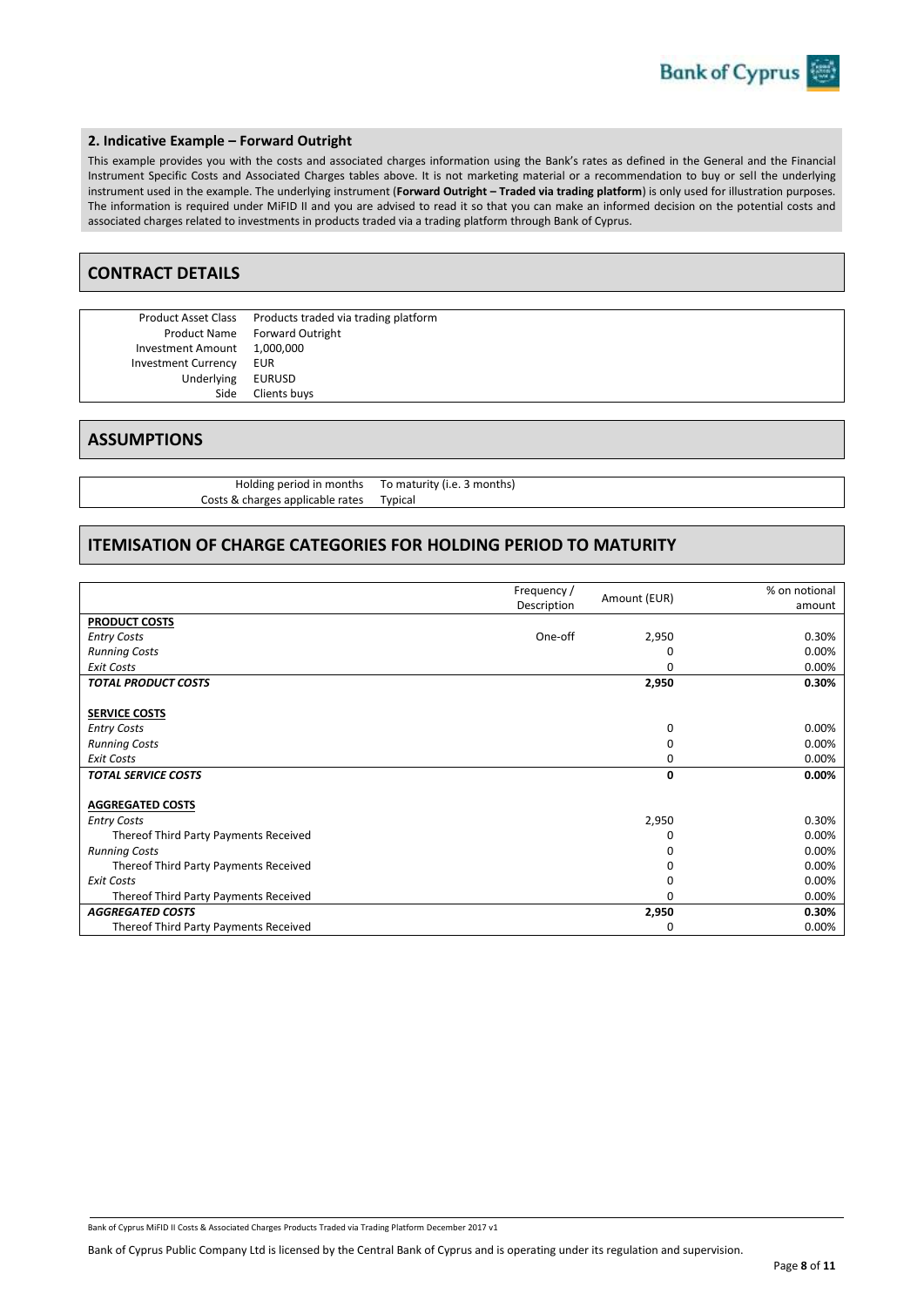## 2. Indicative Example – Forward Outright

This example provides you with the costs and associated charges information using the Bank's rates as defined in the General and the Financial Instrument Specific Costs and Associated Charges tables above. It is not marketing material or a recommendation to buy or sell the underlying instrument used in the example. The underlying instrument (**Forward Outright – Traded via trading platform**) is only used for illustration purposes. The information is required under MiFID II and you are advised to read it so that you can make an informed decision on the potential costs and associated charges related to investments in products traded via a trading platform through Bank of Cyprus.

## CONTRACT DETAILS

| | |
|---|---|
| Product Asset Class | Products traded via trading platform |
| Product Name | Forward Outright |
| Investment Amount | 1,000,000 |
| Investment Currency | EUR |
| Underlying | EURUSD |
| Side | Clients buys |

## ASSUMPTIONS

| | |
|---|---|
| Holding period in months | To maturity (i.e. 3 months) |
| Costs & charges applicable rates | Typical |

## ITEMISATION OF CHARGE CATEGORIES FOR HOLDING PERIOD TO MATURITY

| | Frequency / Description | Amount (EUR) | % on notional amount |
|---|---|---|---|
| **PRODUCT COSTS** | | | |
| *Entry Costs* | One-off | 2,950 | 0.30% |
| *Running Costs* | | 0 | 0.00% |
| *Exit Costs* | | 0 | 0.00% |
| ***TOTAL PRODUCT COSTS*** | | **2,950** | **0.30%** |
| | | | |
| **SERVICE COSTS** | | | |
| *Entry Costs* | | 0 | 0.00% |
| *Running Costs* | | 0 | 0.00% |
| *Exit Costs* | | 0 | 0.00% |
| ***TOTAL SERVICE COSTS*** | | **0** | **0.00%** |
| | | | |
| **AGGREGATED COSTS** | | | |
| *Entry Costs* | | 2,950 | 0.30% |
| Thereof Third Party Payments Received | | 0 | 0.00% |
| *Running Costs* | | 0 | 0.00% |
| Thereof Third Party Payments Received | | 0 | 0.00% |
| *Exit Costs* | | 0 | 0.00% |
| Thereof Third Party Payments Received | | 0 | 0.00% |
| ***AGGREGATED COSTS*** | | **2,950** | **0.30%** |
| Thereof Third Party Payments Received | | 0 | 0.00% |

Bank of Cyprus MiFID II Costs & Associated Charges Products Traded via Trading Platform December 2017 v1

Bank of Cyprus Public Company Ltd is licensed by the Central Bank of Cyprus and is operating under its regulation and supervision.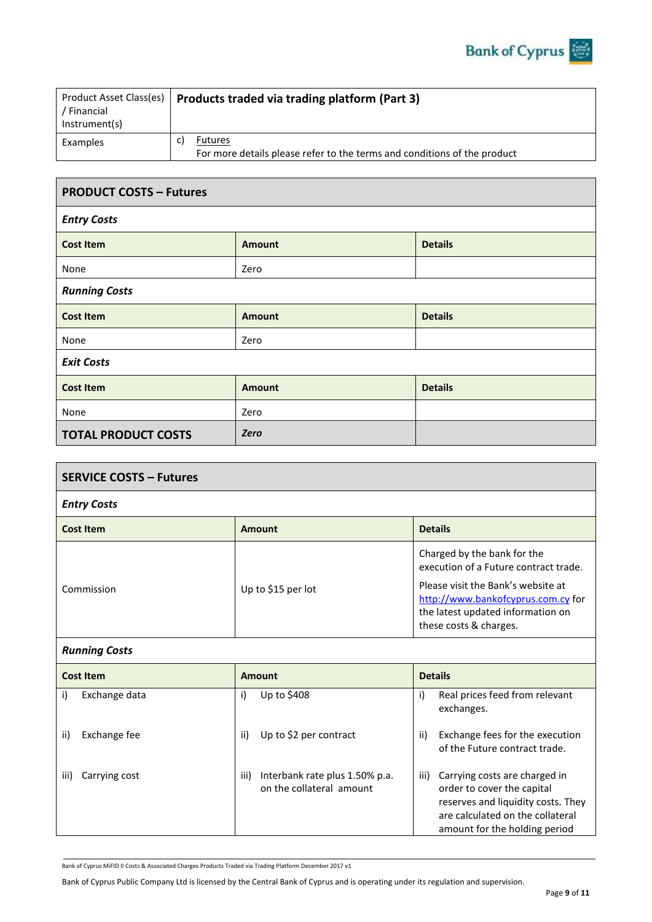| Product Asset Class(es) / Financial Instrument(s) | **Products traded via trading platform (Part 3)** |
|---|---|
| Examples | c) Futures<br>For more details please refer to the terms and conditions of the product |

| **PRODUCT COSTS – Futures** | | |
|---|---|---|
| ***Entry Costs*** | | |
| **Cost Item** | **Amount** | **Details** |
| None | Zero | |
| ***Running Costs*** | | |
| **Cost Item** | **Amount** | **Details** |
| None | Zero | |
| ***Exit Costs*** | | |
| **Cost Item** | **Amount** | **Details** |
| None | Zero | |
| **TOTAL PRODUCT COSTS** | ***Zero*** | |

| **SERVICE COSTS – Futures** | | |
|---|---|---|
| ***Entry Costs*** | | |
| **Cost Item** | **Amount** | **Details** |
| Commission | Up to $15 per lot | Charged by the bank for the execution of a Future contract trade.<br>Please visit the Bank's website at http://www.bankofcyprus.com.cy for the latest updated information on these costs & charges. |
| ***Running Costs*** | | |
| **Cost Item** | **Amount** | **Details** |
| i) Exchange data<br><br>ii) Exchange fee<br><br>iii) Carrying cost | i) Up to $408<br><br>ii) Up to $2 per contract<br><br>iii) Interbank rate plus 1.50% p.a. on the collateral amount | i) Real prices feed from relevant exchanges.<br><br>ii) Exchange fees for the execution of the Future contract trade.<br><br>iii) Carrying costs are charged in order to cover the capital reserves and liquidity costs. They are calculated on the collateral amount for the holding period |

Bank of Cyprus MiFID II Costs & Associated Charges Products Traded via Trading Platform December 2017 v1

Bank of Cyprus Public Company Ltd is licensed by the Central Bank of Cyprus and is operating under its regulation and supervision.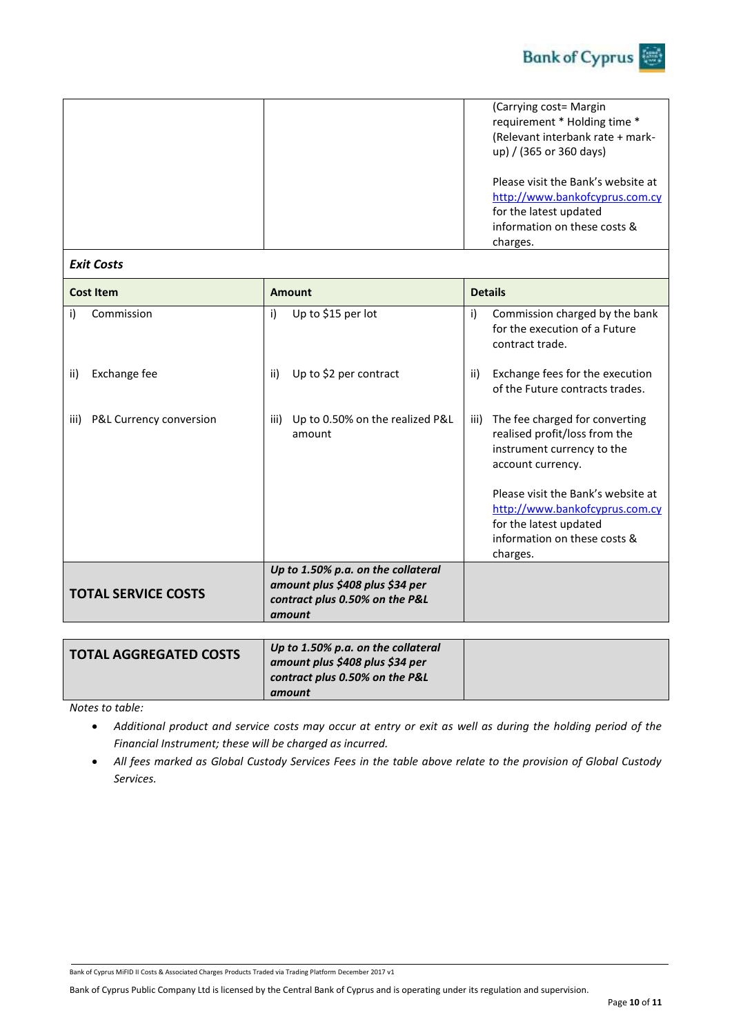| | | (Carrying cost= Margin requirement * Holding time * (Relevant interbank rate + mark-up) / (365 or 360 days)<br><br>Please visit the Bank's website at http://www.bankofcyprus.com.cy for the latest updated information on these costs & charges. |
|---|---|---|

***Exit Costs***

| **Cost Item** | **Amount** | **Details** |
|---|---|---|
| i) Commission | i) Up to $15 per lot | i) Commission charged by the bank for the execution of a Future contract trade. |
| ii) Exchange fee | ii) Up to $2 per contract | ii) Exchange fees for the execution of the Future contracts trades. |
| iii) P&L Currency conversion | iii) Up to 0.50% on the realized P&L amount | iii) The fee charged for converting realised profit/loss from the instrument currency to the account currency.<br><br>Please visit the Bank's website at http://www.bankofcyprus.com.cy for the latest updated information on these costs & charges. |
| **TOTAL SERVICE COSTS** | ***Up to 1.50% p.a. on the collateral amount plus $408 plus $34 per contract plus 0.50% on the P&L amount*** | |

| **TOTAL AGGREGATED COSTS** | ***Up to 1.50% p.a. on the collateral amount plus $408 plus $34 per contract plus 0.50% on the P&L amount*** | |
|---|---|---|

*Notes to table:*

- *Additional product and service costs may occur at entry or exit as well as during the holding period of the Financial Instrument; these will be charged as incurred.*
- *All fees marked as Global Custody Services Fees in the table above relate to the provision of Global Custody Services.*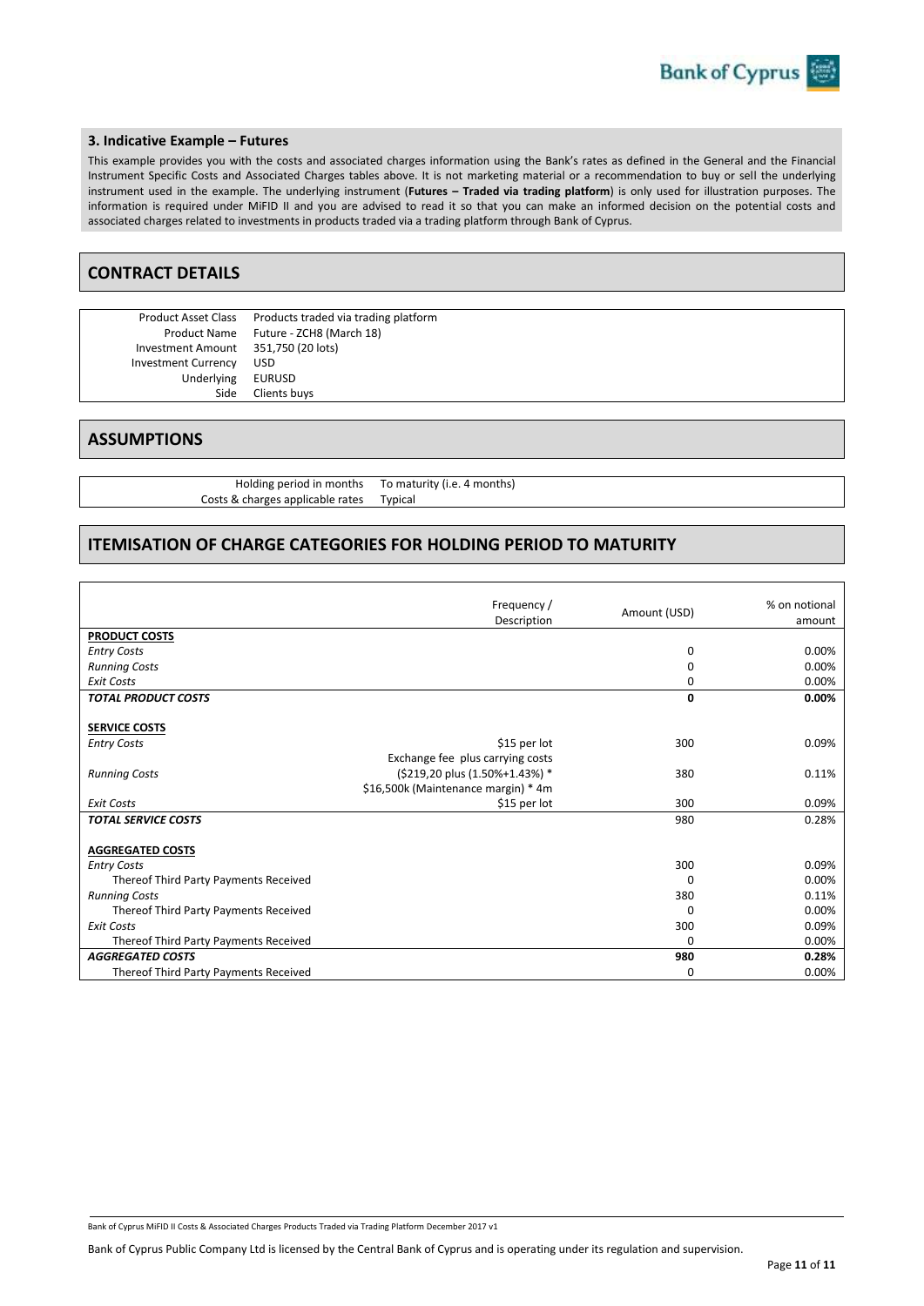### 3. Indicative Example – Futures

This example provides you with the costs and associated charges information using the Bank's rates as defined in the General and the Financial Instrument Specific Costs and Associated Charges tables above. It is not marketing material or a recommendation to buy or sell the underlying instrument used in the example. The underlying instrument (**Futures – Traded via trading platform**) is only used for illustration purposes. The information is required under MiFID II and you are advised to read it so that you can make an informed decision on the potential costs and associated charges related to investments in products traded via a trading platform through Bank of Cyprus.

## CONTRACT DETAILS

| | |
|---|---|
| Product Asset Class | Products traded via trading platform |
| Product Name | Future - ZCH8 (March 18) |
| Investment Amount | 351,750 (20 lots) |
| Investment Currency | USD |
| Underlying | EURUSD |
| Side | Clients buys |

## ASSUMPTIONS

| | |
|---|---|
| Holding period in months | To maturity (i.e. 4 months) |
| Costs & charges applicable rates | Typical |

## ITEMISATION OF CHARGE CATEGORIES FOR HOLDING PERIOD TO MATURITY

| | Frequency / Description | Amount (USD) | % on notional amount |
|---|---|---|---|
| **PRODUCT COSTS** | | | |
| *Entry Costs* | | 0 | 0.00% |
| *Running Costs* | | 0 | 0.00% |
| *Exit Costs* | | 0 | 0.00% |
| ***TOTAL PRODUCT COSTS*** | | **0** | **0.00%** |
| **SERVICE COSTS** | | | |
| *Entry Costs* | $15 per lot | 300 | 0.09% |
| *Running Costs* | Exchange fee plus carrying costs ($219,20 plus (1.50%+1.43%) * $16,500k (Maintenance margin) * 4m | 380 | 0.11% |
| *Exit Costs* | $15 per lot | 300 | 0.09% |
| ***TOTAL SERVICE COSTS*** | | 980 | 0.28% |
| **AGGREGATED COSTS** | | | |
| *Entry Costs* | | 300 | 0.09% |
| Thereof Third Party Payments Received | | 0 | 0.00% |
| *Running Costs* | | 380 | 0.11% |
| Thereof Third Party Payments Received | | 0 | 0.00% |
| *Exit Costs* | | 300 | 0.09% |
| Thereof Third Party Payments Received | | 0 | 0.00% |
| ***AGGREGATED COSTS*** | | **980** | **0.28%** |
| Thereof Third Party Payments Received | | 0 | 0.00% |

Bank of Cyprus MiFID II Costs & Associated Charges Products Traded via Trading Platform December 2017 v1

Bank of Cyprus Public Company Ltd is licensed by the Central Bank of Cyprus and is operating under its regulation and supervision.